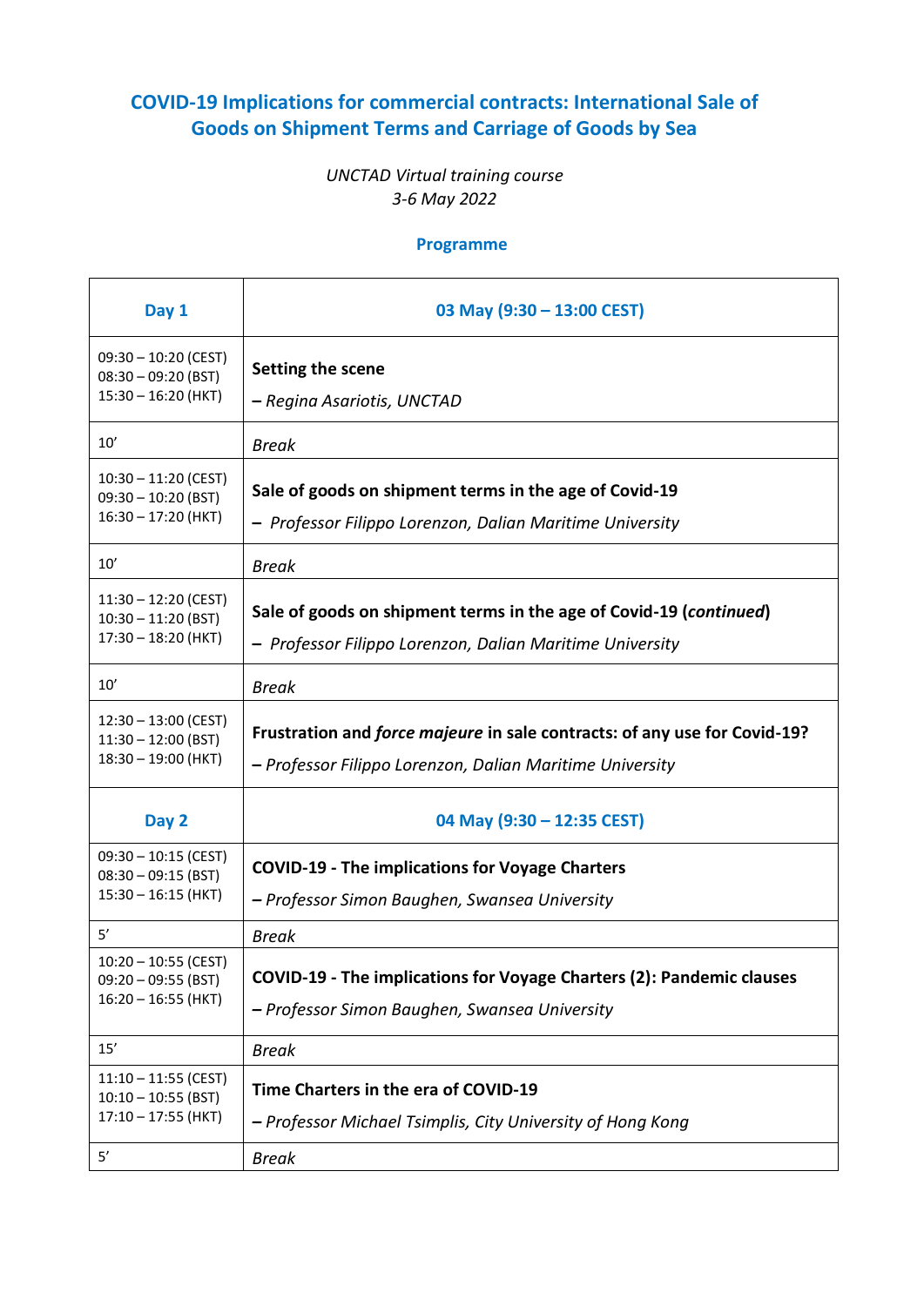# COVID-19 Implications for commercial contracts: International Sale of Goods on Shipment Terms and Carriage of Goods by Sea

*UNCTAD Virtual training course*
*3-6 May 2022*

## Programme

| **Day 1** | **03 May (9:30 – 13:00 CEST)** |
|---|---|
| 09:30 – 10:20 (CEST)<br>08:30 – 09:20 (BST)<br>15:30 – 16:20 (HKT) | **Setting the scene**<br>*– Regina Asariotis, UNCTAD* |
| 10' | *Break* |
| 10:30 – 11:20 (CEST)<br>09:30 – 10:20 (BST)<br>16:30 – 17:20 (HKT) | **Sale of goods on shipment terms in the age of Covid-19**<br>*– Professor Filippo Lorenzon, Dalian Maritime University* |
| 10' | *Break* |
| 11:30 – 12:20 (CEST)<br>10:30 – 11:20 (BST)<br>17:30 – 18:20 (HKT) | **Sale of goods on shipment terms in the age of Covid-19 (*continued*)**<br>*– Professor Filippo Lorenzon, Dalian Maritime University* |
| 10' | *Break* |
| 12:30 – 13:00 (CEST)<br>11:30 – 12:00 (BST)<br>18:30 – 19:00 (HKT) | **Frustration and *force majeure* in sale contracts: of any use for Covid-19?**<br>*– Professor Filippo Lorenzon, Dalian Maritime University* |
| **Day 2** | **04 May (9:30 – 12:35 CEST)** |
| 09:30 – 10:15 (CEST)<br>08:30 – 09:15 (BST)<br>15:30 – 16:15 (HKT) | **COVID-19 - The implications for Voyage Charters**<br>*– Professor Simon Baughen, Swansea University* |
| 5' | *Break* |
| 10:20 – 10:55 (CEST)<br>09:20 – 09:55 (BST)<br>16:20 – 16:55 (HKT) | **COVID-19 - The implications for Voyage Charters (2): Pandemic clauses**<br>*– Professor Simon Baughen, Swansea University* |
| 15' | *Break* |
| 11:10 – 11:55 (CEST)<br>10:10 – 10:55 (BST)<br>17:10 – 17:55 (HKT) | **Time Charters in the era of COVID-19**<br>*– Professor Michael Tsimplis, City University of Hong Kong* |
| 5' | *Break* |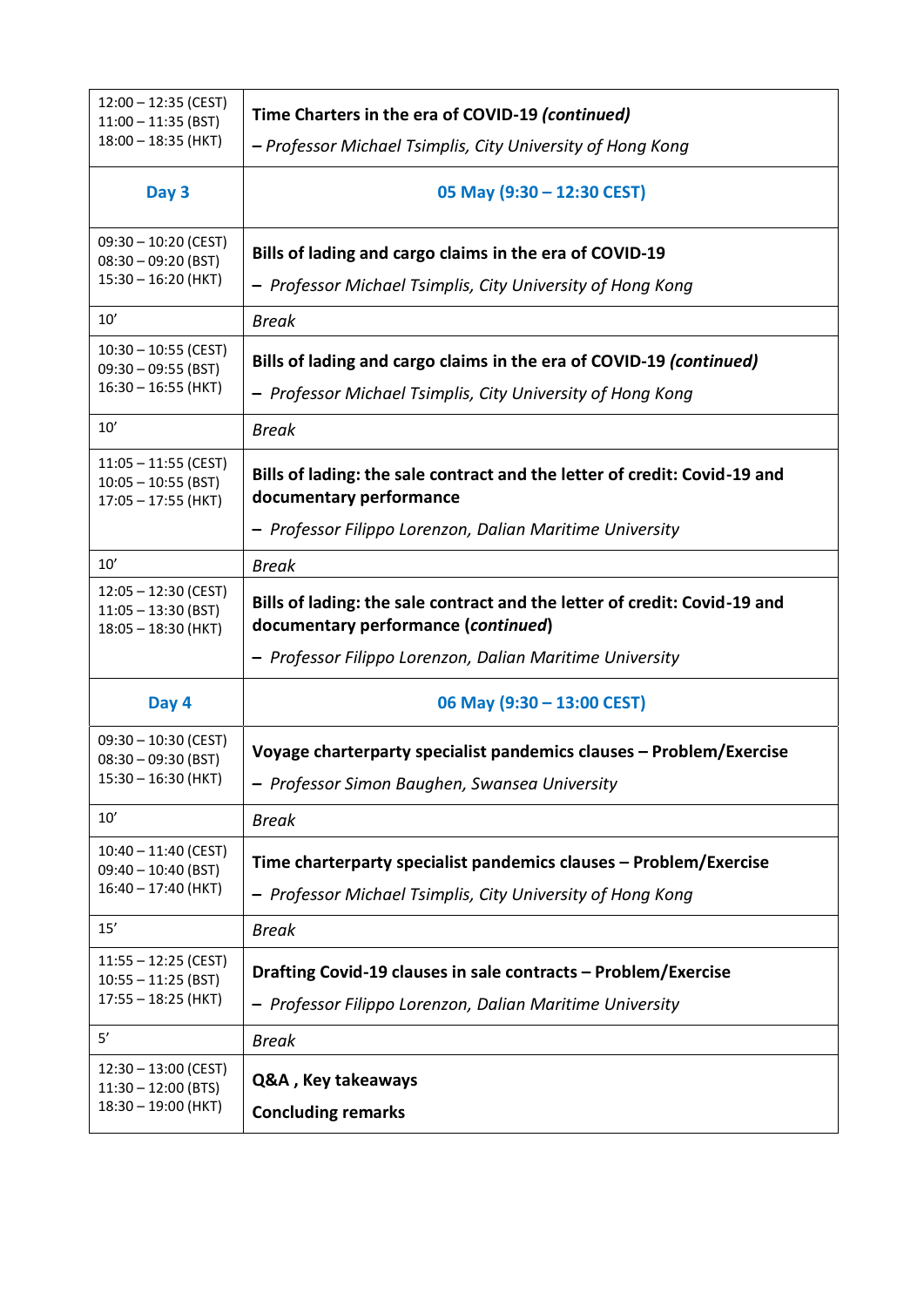| | |
|---|---|
| 12:00 – 12:35 (CEST)<br>11:00 – 11:35 (BST)<br>18:00 – 18:35 (HKT) | **Time Charters in the era of COVID-19 *(continued)***<br>– *Professor Michael Tsimplis, City University of Hong Kong* |
| **Day 3** | **05 May (9:30 – 12:30 CEST)** |
| 09:30 – 10:20 (CEST)<br>08:30 – 09:20 (BST)<br>15:30 – 16:20 (HKT) | **Bills of lading and cargo claims in the era of COVID-19**<br>– *Professor Michael Tsimplis, City University of Hong Kong* |
| 10' | *Break* |
| 10:30 – 10:55 (CEST)<br>09:30 – 09:55 (BST)<br>16:30 – 16:55 (HKT) | **Bills of lading and cargo claims in the era of COVID-19 *(continued)***<br>– *Professor Michael Tsimplis, City University of Hong Kong* |
| 10' | *Break* |
| 11:05 – 11:55 (CEST)<br>10:05 – 10:55 (BST)<br>17:05 – 17:55 (HKT) | **Bills of lading: the sale contract and the letter of credit: Covid-19 and documentary performance**<br>– *Professor Filippo Lorenzon, Dalian Maritime University* |
| 10' | *Break* |
| 12:05 – 12:30 (CEST)<br>11:05 – 13:30 (BST)<br>18:05 – 18:30 (HKT) | **Bills of lading: the sale contract and the letter of credit: Covid-19 and documentary performance (*continued*)**<br>– *Professor Filippo Lorenzon, Dalian Maritime University* |
| **Day 4** | **06 May (9:30 – 13:00 CEST)** |
| 09:30 – 10:30 (CEST)<br>08:30 – 09:30 (BST)<br>15:30 – 16:30 (HKT) | **Voyage charterparty specialist pandemics clauses – Problem/Exercise**<br>– *Professor Simon Baughen, Swansea University* |
| 10' | *Break* |
| 10:40 – 11:40 (CEST)<br>09:40 – 10:40 (BST)<br>16:40 – 17:40 (HKT) | **Time charterparty specialist pandemics clauses – Problem/Exercise**<br>– *Professor Michael Tsimplis, City University of Hong Kong* |
| 15' | *Break* |
| 11:55 – 12:25 (CEST)<br>10:55 – 11:25 (BST)<br>17:55 – 18:25 (HKT) | **Drafting Covid-19 clauses in sale contracts – Problem/Exercise**<br>– *Professor Filippo Lorenzon, Dalian Maritime University* |
| 5' | *Break* |
| 12:30 – 13:00 (CEST)<br>11:30 – 12:00 (BTS)<br>18:30 – 19:00 (HKT) | **Q&A , Key takeaways**<br>**Concluding remarks** |